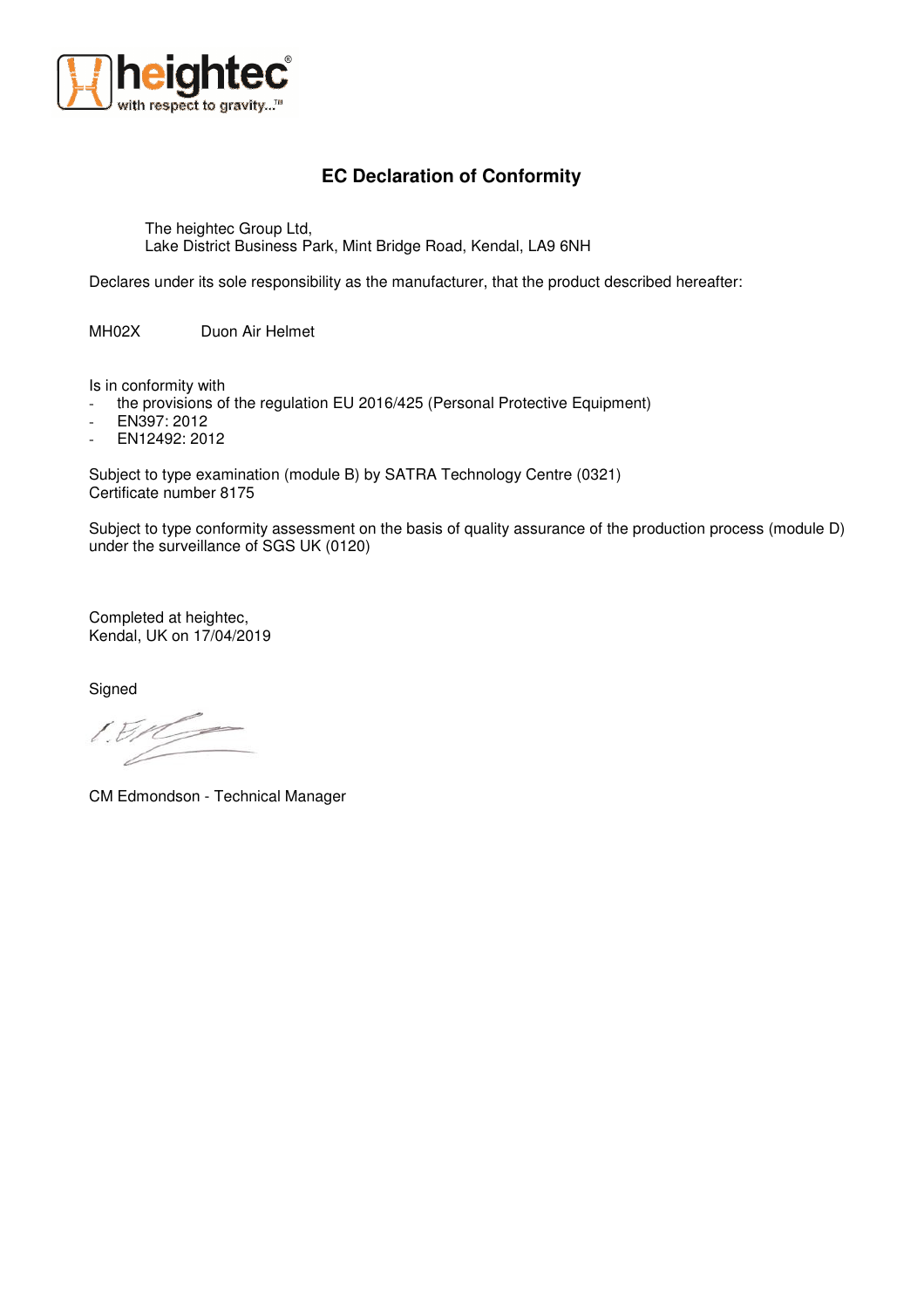heightec®
with respect to gravity...™

# EC Declaration of Conformity

The heightec Group Ltd,
Lake District Business Park, Mint Bridge Road, Kendal, LA9 6NH

Declares under its sole responsibility as the manufacturer, that the product described hereafter:

MH02X Duon Air Helmet

Is in conformity with

- the provisions of the regulation EU 2016/425 (Personal Protective Equipment)
- EN397: 2012
- EN12492: 2012

Subject to type examination (module B) by SATRA Technology Centre (0321)
Certificate number 8175

Subject to type conformity assessment on the basis of quality assurance of the production process (module D) under the surveillance of SGS UK (0120)

Completed at heightec,
Kendal, UK on 17/04/2019

Signed

CM Edmondson - Technical Manager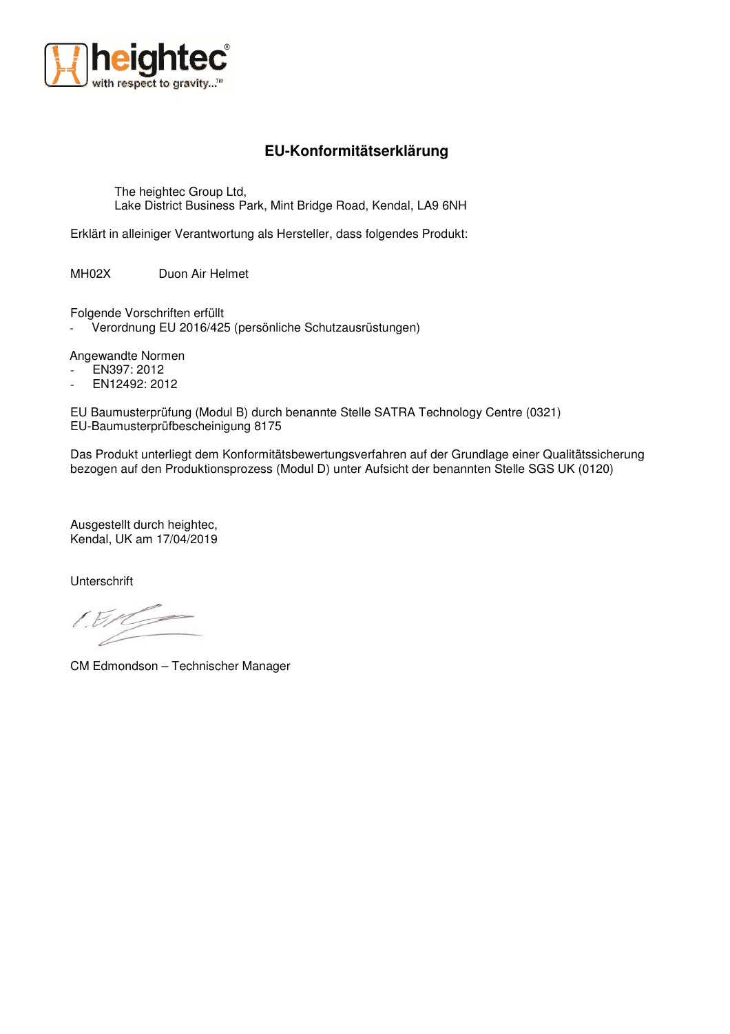# EU-Konformitätserklärung

The heightec Group Ltd,
Lake District Business Park, Mint Bridge Road, Kendal, LA9 6NH

Erklärt in alleiniger Verantwortung als Hersteller, dass folgendes Produkt:

MH02X Duon Air Helmet

Folgende Vorschriften erfüllt
- Verordnung EU 2016/425 (persönliche Schutzausrüstungen)

Angewandte Normen
- EN397: 2012
- EN12492: 2012

EU Baumusterprüfung (Modul B) durch benannte Stelle SATRA Technology Centre (0321)
EU-Baumusterprüfbescheinigung 8175

Das Produkt unterliegt dem Konformitätsbewertungsverfahren auf der Grundlage einer Qualitätssicherung bezogen auf den Produktionsprozess (Modul D) unter Aufsicht der benannten Stelle SGS UK (0120)

Ausgestellt durch heightec,
Kendal, UK am 17/04/2019

Unterschrift

CM Edmondson – Technischer Manager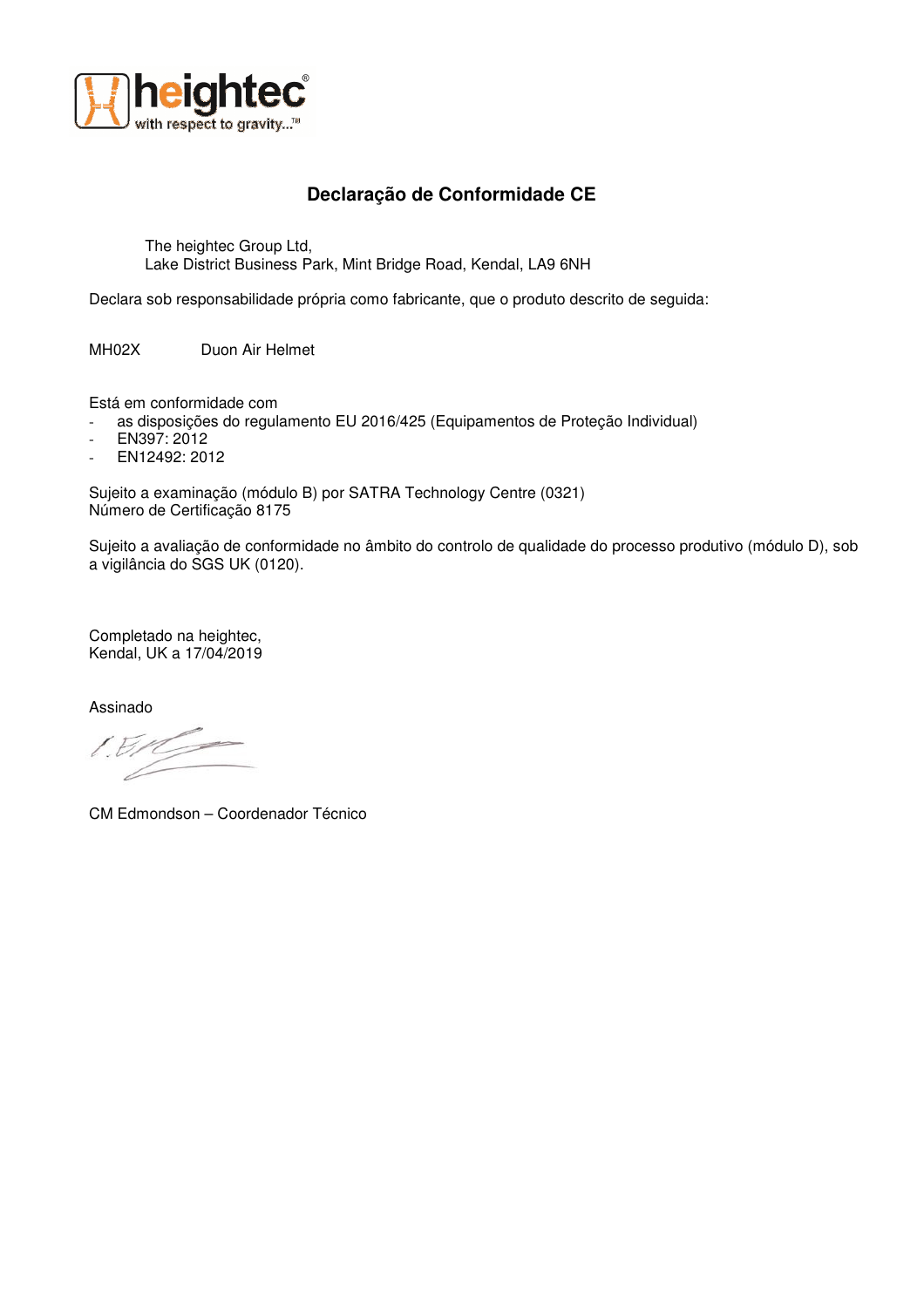heightec
with respect to gravity...™

## Declaração de Conformidade CE

The heightec Group Ltd,
Lake District Business Park, Mint Bridge Road, Kendal, LA9 6NH

Declara sob responsabilidade própria como fabricante, que o produto descrito de seguida:

MH02X Duon Air Helmet

Está em conformidade com

- as disposições do regulamento EU 2016/425 (Equipamentos de Proteção Individual)
- EN397: 2012
- EN12492: 2012

Sujeito a examinação (módulo B) por SATRA Technology Centre (0321)
Número de Certificação 8175

Sujeito a avaliação de conformidade no âmbito do controlo de qualidade do processo produtivo (módulo D), sob a vigilância do SGS UK (0120).

Completado na heightec,
Kendal, UK a 17/04/2019

Assinado

CM Edmondson – Coordenador Técnico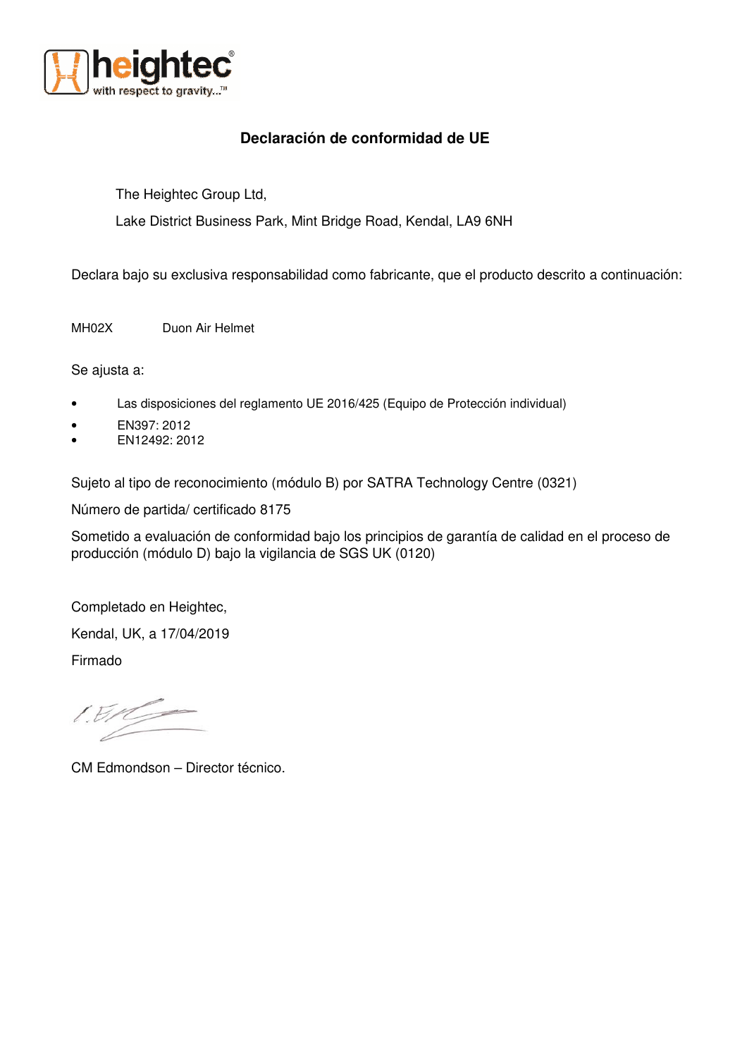heightec
with respect to gravity...™

## Declaración de conformidad de UE

The Heightec Group Ltd,

Lake District Business Park, Mint Bridge Road, Kendal, LA9 6NH

Declara bajo su exclusiva responsabilidad como fabricante, que el producto descrito a continuación:

MH02X Duon Air Helmet

Se ajusta a:

- Las disposiciones del reglamento UE 2016/425 (Equipo de Protección individual)
- EN397: 2012
- EN12492: 2012

Sujeto al tipo de reconocimiento (módulo B) por SATRA Technology Centre (0321)

Número de partida/ certificado 8175

Sometido a evaluación de conformidad bajo los principios de garantía de calidad en el proceso de producción (módulo D) bajo la vigilancia de SGS UK (0120)

Completado en Heightec,

Kendal, UK, a 17/04/2019

Firmado

CM Edmondson – Director técnico.